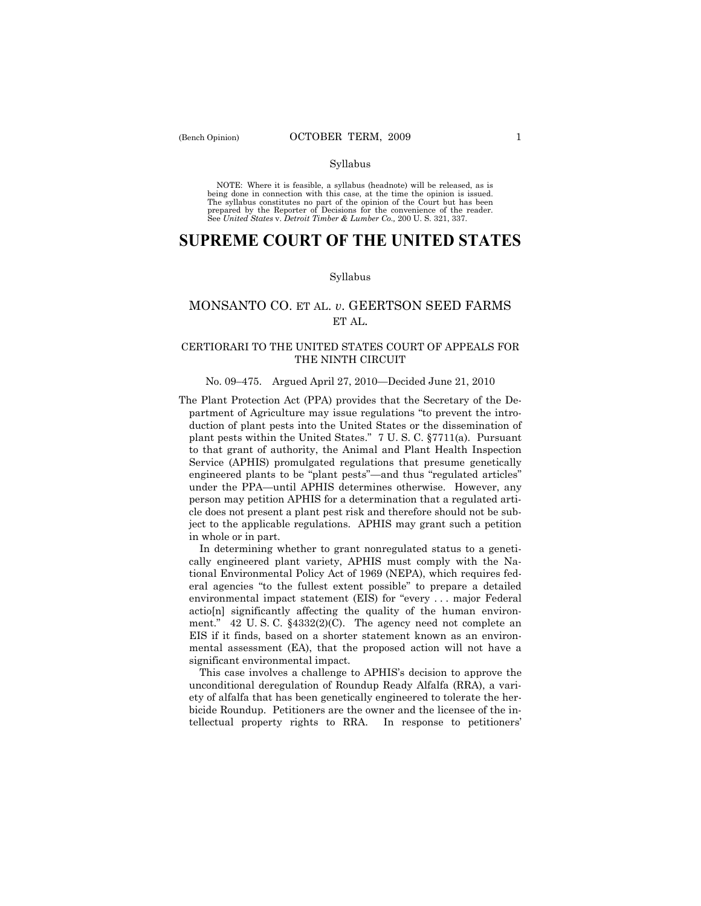Syllabus

NOTE: Where it is feasible, a syllabus (headnote) will be released, as is being done in connection with this case, at the time the opinion is issued. The syllabus constitutes no part of the opinion of the Court but has been prepared by the Reporter of Decisions for the convenience of the reader. See *United States* v. *Detroit Timber & Lumber Co.,* 200 U. S. 321, 337.

# SUPREME COURT OF THE UNITED STATES

Syllabus

## MONSANTO CO. ET AL. *v.* GEERTSON SEED FARMS ET AL.

### CERTIORARI TO THE UNITED STATES COURT OF APPEALS FOR THE NINTH CIRCUIT

No. 09–475. Argued April 27, 2010—Decided June 21, 2010

The Plant Protection Act (PPA) provides that the Secretary of the Department of Agriculture may issue regulations "to prevent the introduction of plant pests into the United States or the dissemination of plant pests within the United States." 7 U. S. C. §7711(a). Pursuant to that grant of authority, the Animal and Plant Health Inspection Service (APHIS) promulgated regulations that presume genetically engineered plants to be "plant pests"—and thus "regulated articles" under the PPA—until APHIS determines otherwise. However, any person may petition APHIS for a determination that a regulated article does not present a plant pest risk and therefore should not be subject to the applicable regulations. APHIS may grant such a petition in whole or in part.

In determining whether to grant nonregulated status to a genetically engineered plant variety, APHIS must comply with the National Environmental Policy Act of 1969 (NEPA), which requires federal agencies "to the fullest extent possible" to prepare a detailed environmental impact statement (EIS) for "every . . . major Federal actio[n] significantly affecting the quality of the human environment." 42 U. S. C. §4332(2)(C). The agency need not complete an EIS if it finds, based on a shorter statement known as an environmental assessment (EA), that the proposed action will not have a significant environmental impact.

This case involves a challenge to APHIS's decision to approve the unconditional deregulation of Roundup Ready Alfalfa (RRA), a variety of alfalfa that has been genetically engineered to tolerate the herbicide Roundup. Petitioners are the owner and the licensee of the intellectual property rights to RRA. In response to petitioners'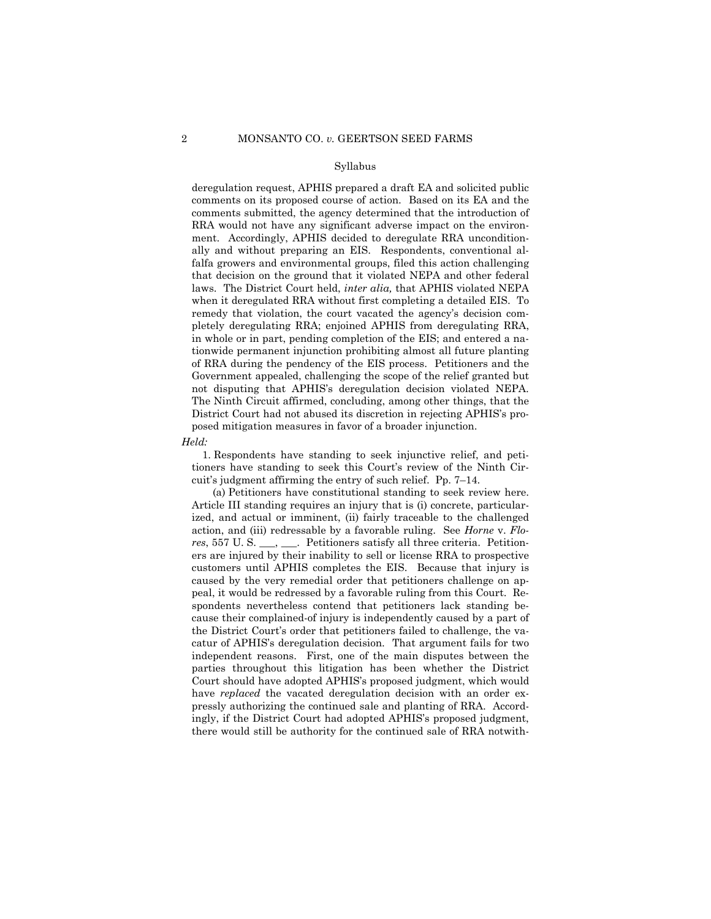deregulation request, APHIS prepared a draft EA and solicited public comments on its proposed course of action. Based on its EA and the comments submitted, the agency determined that the introduction of RRA would not have any significant adverse impact on the environment. Accordingly, APHIS decided to deregulate RRA unconditionally and without preparing an EIS. Respondents, conventional alfalfa growers and environmental groups, filed this action challenging that decision on the ground that it violated NEPA and other federal laws. The District Court held, *inter alia,* that APHIS violated NEPA when it deregulated RRA without first completing a detailed EIS. To remedy that violation, the court vacated the agency's decision completely deregulating RRA; enjoined APHIS from deregulating RRA, in whole or in part, pending completion of the EIS; and entered a nationwide permanent injunction prohibiting almost all future planting of RRA during the pendency of the EIS process. Petitioners and the Government appealed, challenging the scope of the relief granted but not disputing that APHIS's deregulation decision violated NEPA. The Ninth Circuit affirmed, concluding, among other things, that the District Court had not abused its discretion in rejecting APHIS's proposed mitigation measures in favor of a broader injunction.

*Held:*

1. Respondents have standing to seek injunctive relief, and petitioners have standing to seek this Court's review of the Ninth Circuit's judgment affirming the entry of such relief. Pp. 7–14.

(a) Petitioners have constitutional standing to seek review here. Article III standing requires an injury that is (i) concrete, particularized, and actual or imminent, (ii) fairly traceable to the challenged action, and (iii) redressable by a favorable ruling. See *Horne* v. *Flores*, 557 U. S. ___, ___. Petitioners satisfy all three criteria. Petitioners are injured by their inability to sell or license RRA to prospective customers until APHIS completes the EIS. Because that injury is caused by the very remedial order that petitioners challenge on appeal, it would be redressed by a favorable ruling from this Court. Respondents nevertheless contend that petitioners lack standing because their complained-of injury is independently caused by a part of the District Court's order that petitioners failed to challenge, the vacatur of APHIS's deregulation decision. That argument fails for two independent reasons. First, one of the main disputes between the parties throughout this litigation has been whether the District Court should have adopted APHIS's proposed judgment, which would have *replaced* the vacated deregulation decision with an order expressly authorizing the continued sale and planting of RRA. Accordingly, if the District Court had adopted APHIS's proposed judgment, there would still be authority for the continued sale of RRA notwith-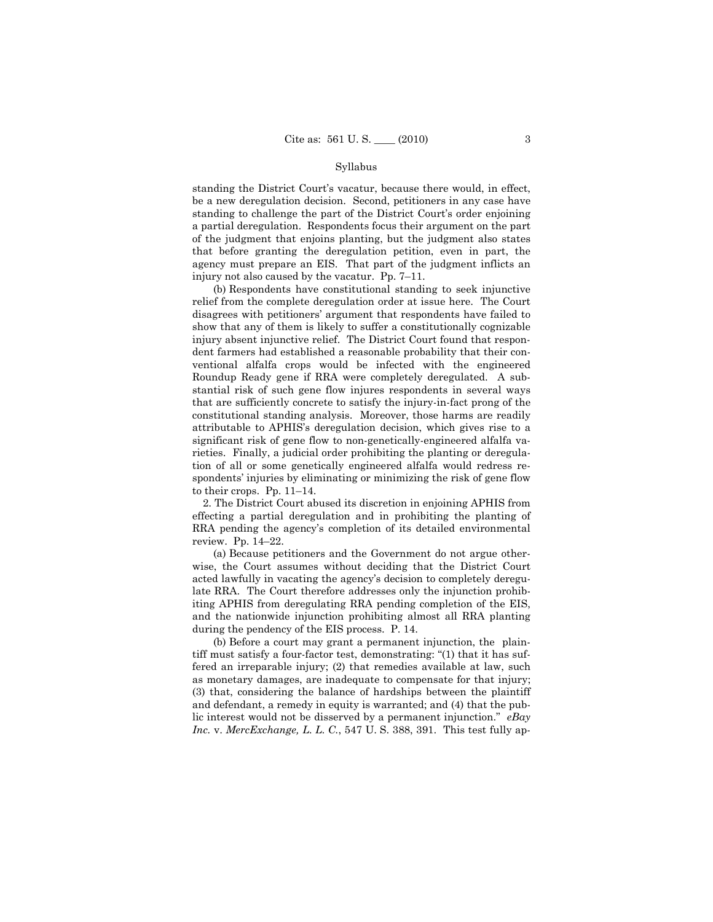standing the District Court's vacatur, because there would, in effect, be a new deregulation decision. Second, petitioners in any case have standing to challenge the part of the District Court's order enjoining a partial deregulation. Respondents focus their argument on the part of the judgment that enjoins planting, but the judgment also states that before granting the deregulation petition, even in part, the agency must prepare an EIS. That part of the judgment inflicts an injury not also caused by the vacatur. Pp. 7–11.

(b) Respondents have constitutional standing to seek injunctive relief from the complete deregulation order at issue here. The Court disagrees with petitioners' argument that respondents have failed to show that any of them is likely to suffer a constitutionally cognizable injury absent injunctive relief. The District Court found that respondent farmers had established a reasonable probability that their conventional alfalfa crops would be infected with the engineered Roundup Ready gene if RRA were completely deregulated. A substantial risk of such gene flow injures respondents in several ways that are sufficiently concrete to satisfy the injury-in-fact prong of the constitutional standing analysis. Moreover, those harms are readily attributable to APHIS's deregulation decision, which gives rise to a significant risk of gene flow to non-genetically-engineered alfalfa varieties. Finally, a judicial order prohibiting the planting or deregulation of all or some genetically engineered alfalfa would redress respondents' injuries by eliminating or minimizing the risk of gene flow to their crops. Pp. 11–14.

2. The District Court abused its discretion in enjoining APHIS from effecting a partial deregulation and in prohibiting the planting of RRA pending the agency's completion of its detailed environmental review. Pp. 14–22.

(a) Because petitioners and the Government do not argue otherwise, the Court assumes without deciding that the District Court acted lawfully in vacating the agency's decision to completely deregulate RRA. The Court therefore addresses only the injunction prohibiting APHIS from deregulating RRA pending completion of the EIS, and the nationwide injunction prohibiting almost all RRA planting during the pendency of the EIS process. P. 14.

(b) Before a court may grant a permanent injunction, the plaintiff must satisfy a four-factor test, demonstrating: "(1) that it has suffered an irreparable injury; (2) that remedies available at law, such as monetary damages, are inadequate to compensate for that injury; (3) that, considering the balance of hardships between the plaintiff and defendant, a remedy in equity is warranted; and (4) that the public interest would not be disserved by a permanent injunction." *eBay Inc.* v. *MercExchange, L. L. C.*, 547 U. S. 388, 391. This test fully ap-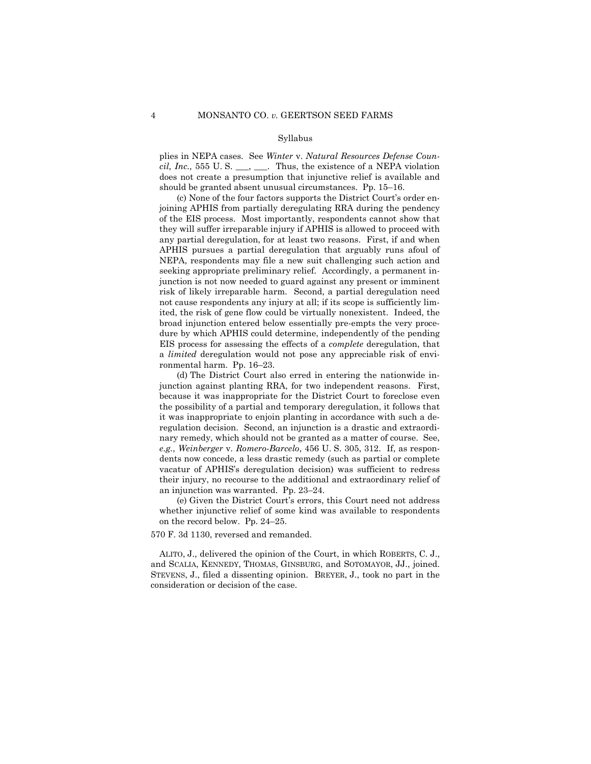Syllabus

plies in NEPA cases. See *Winter* v. *Natural Resources Defense Council, Inc.,* 555 U. S. ___, ___. Thus, the existence of a NEPA violation does not create a presumption that injunctive relief is available and should be granted absent unusual circumstances. Pp. 15–16.

(c) None of the four factors supports the District Court's order enjoining APHIS from partially deregulating RRA during the pendency of the EIS process. Most importantly, respondents cannot show that they will suffer irreparable injury if APHIS is allowed to proceed with any partial deregulation, for at least two reasons. First, if and when APHIS pursues a partial deregulation that arguably runs afoul of NEPA, respondents may file a new suit challenging such action and seeking appropriate preliminary relief. Accordingly, a permanent injunction is not now needed to guard against any present or imminent risk of likely irreparable harm. Second, a partial deregulation need not cause respondents any injury at all; if its scope is sufficiently limited, the risk of gene flow could be virtually nonexistent. Indeed, the broad injunction entered below essentially pre-empts the very procedure by which APHIS could determine, independently of the pending EIS process for assessing the effects of a *complete* deregulation, that a *limited* deregulation would not pose any appreciable risk of environmental harm. Pp. 16–23.

(d) The District Court also erred in entering the nationwide injunction against planting RRA, for two independent reasons. First, because it was inappropriate for the District Court to foreclose even the possibility of a partial and temporary deregulation, it follows that it was inappropriate to enjoin planting in accordance with such a deregulation decision. Second, an injunction is a drastic and extraordinary remedy, which should not be granted as a matter of course. See, *e.g.*, *Weinberger* v. *Romero-Barcelo*, 456 U. S. 305, 312. If, as respondents now concede, a less drastic remedy (such as partial or complete vacatur of APHIS's deregulation decision) was sufficient to redress their injury, no recourse to the additional and extraordinary relief of an injunction was warranted. Pp. 23–24.

(e) Given the District Court's errors, this Court need not address whether injunctive relief of some kind was available to respondents on the record below. Pp. 24–25.

570 F. 3d 1130, reversed and remanded.

ALITO, J., delivered the opinion of the Court, in which ROBERTS, C. J., and SCALIA, KENNEDY, THOMAS, GINSBURG, and SOTOMAYOR, JJ., joined. STEVENS, J., filed a dissenting opinion. BREYER, J., took no part in the consideration or decision of the case.